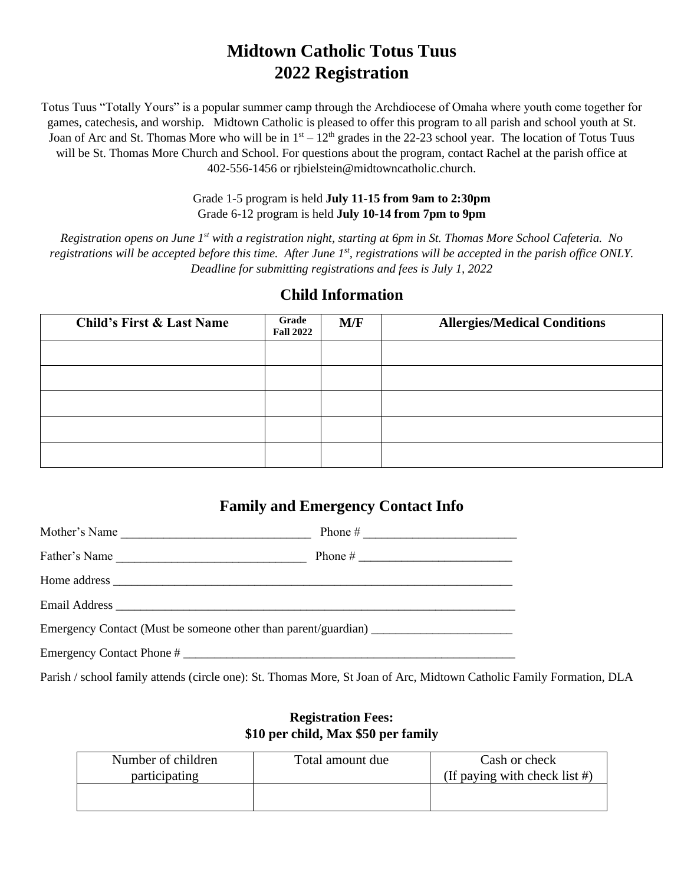# Midtown Catholic Totus Tuus
# 2022 Registration

Totus Tuus "Totally Yours" is a popular summer camp through the Archdiocese of Omaha where youth come together for games, catechesis, and worship. Midtown Catholic is pleased to offer this program to all parish and school youth at St. Joan of Arc and St. Thomas More who will be in 1st – 12th grades in the 22-23 school year. The location of Totus Tuus will be St. Thomas More Church and School. For questions about the program, contact Rachel at the parish office at 402-556-1456 or rjbielstein@midtowncatholic.church.

Grade 1-5 program is held **July 11-15 from 9am to 2:30pm**
Grade 6-12 program is held **July 10-14 from 7pm to 9pm**

*Registration opens on June 1st with a registration night, starting at 6pm in St. Thomas More School Cafeteria. No registrations will be accepted before this time. After June 1st, registrations will be accepted in the parish office ONLY. Deadline for submitting registrations and fees is July 1, 2022*

## Child Information

| Child's First & Last Name | Grade Fall 2022 | M/F | Allergies/Medical Conditions |
|---|---|---|---|
| | | | |
| | | | |
| | | | |
| | | | |
| | | | |

## Family and Emergency Contact Info

Mother's Name _______________________________ Phone # _________________________

Father's Name _______________________________ Phone # _________________________

Home address ________________________________________________________________

Email Address ________________________________________________________________

Emergency Contact (Must be someone other than parent/guardian) _______________________

Emergency Contact Phone # _____________________________________________________

Parish / school family attends (circle one): St. Thomas More, St Joan of Arc, Midtown Catholic Family Formation, DLA

**Registration Fees:**
**$10 per child, Max $50 per family**

| Number of children participating | Total amount due | Cash or check (If paying with check list #) |
|---|---|---|
| | | |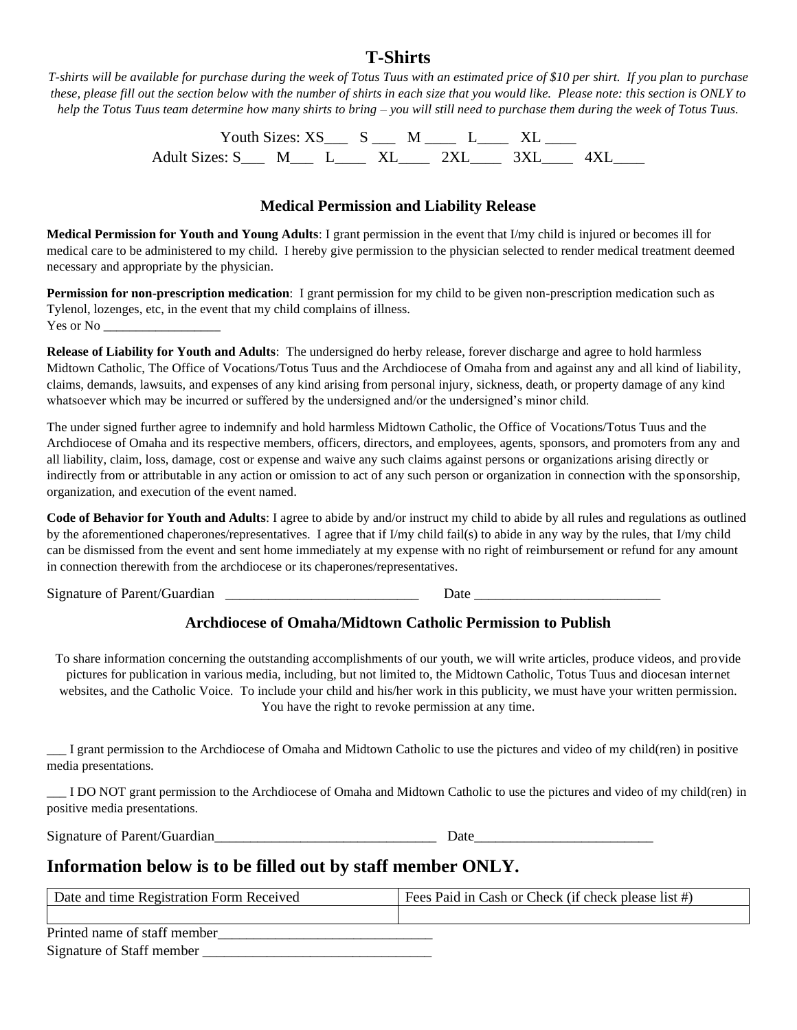## T-Shirts

*T-shirts will be available for purchase during the week of Totus Tuus with an estimated price of $10 per shirt. If you plan to purchase these, please fill out the section below with the number of shirts in each size that you would like. Please note: this section is ONLY to help the Totus Tuus team determine how many shirts to bring – you will still need to purchase them during the week of Totus Tuus.*

Youth Sizes: XS___ S ___ M ____ L____ XL ____

Adult Sizes: S___ M___ L____ XL____ 2XL____ 3XL____ 4XL____

### Medical Permission and Liability Release

**Medical Permission for Youth and Young Adults**: I grant permission in the event that I/my child is injured or becomes ill for medical care to be administered to my child. I hereby give permission to the physician selected to render medical treatment deemed necessary and appropriate by the physician.

**Permission for non-prescription medication**: I grant permission for my child to be given non-prescription medication such as Tylenol, lozenges, etc, in the event that my child complains of illness.
Yes or No __________________

**Release of Liability for Youth and Adults**: The undersigned do herby release, forever discharge and agree to hold harmless Midtown Catholic, The Office of Vocations/Totus Tuus and the Archdiocese of Omaha from and against any and all kind of liability, claims, demands, lawsuits, and expenses of any kind arising from personal injury, sickness, death, or property damage of any kind whatsoever which may be incurred or suffered by the undersigned and/or the undersigned's minor child.

The under signed further agree to indemnify and hold harmless Midtown Catholic, the Office of Vocations/Totus Tuus and the Archdiocese of Omaha and its respective members, officers, directors, and employees, agents, sponsors, and promoters from any and all liability, claim, loss, damage, cost or expense and waive any such claims against persons or organizations arising directly or indirectly from or attributable in any action or omission to act of any such person or organization in connection with the sponsorship, organization, and execution of the event named.

**Code of Behavior for Youth and Adults**: I agree to abide by and/or instruct my child to abide by all rules and regulations as outlined by the aforementioned chaperones/representatives. I agree that if I/my child fail(s) to abide in any way by the rules, that I/my child can be dismissed from the event and sent home immediately at my expense with no right of reimbursement or refund for any amount in connection therewith from the archdiocese or its chaperones/representatives.

Signature of Parent/Guardian ___________________________ Date __________________________

### Archdiocese of Omaha/Midtown Catholic Permission to Publish

To share information concerning the outstanding accomplishments of our youth, we will write articles, produce videos, and provide pictures for publication in various media, including, but not limited to, the Midtown Catholic, Totus Tuus and diocesan internet websites, and the Catholic Voice. To include your child and his/her work in this publicity, we must have your written permission. You have the right to revoke permission at any time.

___ I grant permission to the Archdiocese of Omaha and Midtown Catholic to use the pictures and video of my child(ren) in positive media presentations.

___ I DO NOT grant permission to the Archdiocese of Omaha and Midtown Catholic to use the pictures and video of my child(ren) in positive media presentations.

Signature of Parent/Guardian_______________________________ Date_________________________

## Information below is to be filled out by staff member ONLY.

| Date and time Registration Form Received | Fees Paid in Cash or Check (if check please list #) |
|---|---|
| | |

Printed name of staff member_____________________________

Signature of Staff member _______________________________